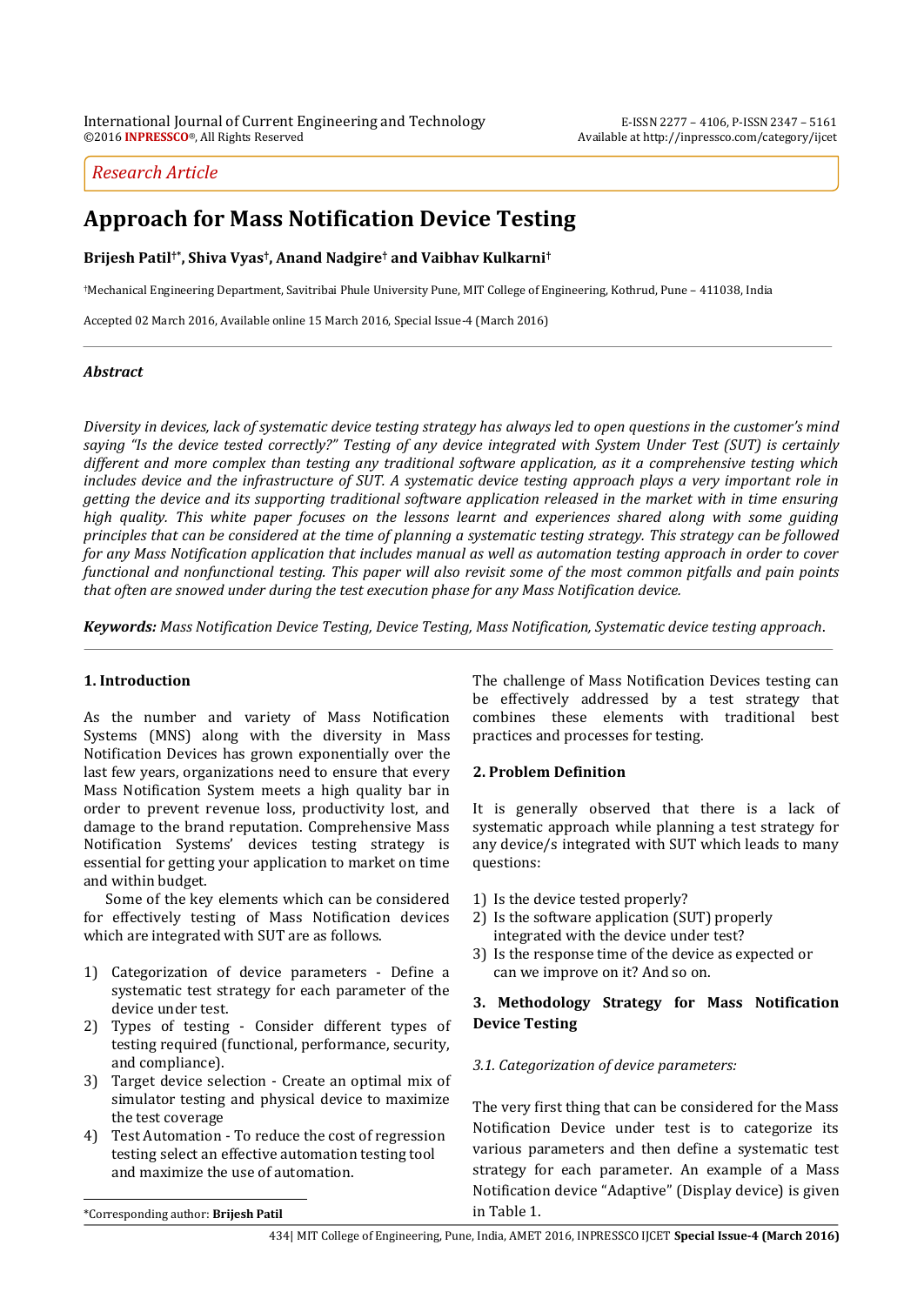Research Article

# Approach for Mass Notification Device Testing

**Brijesh Patil[†*], Shiva Vyas[†], Anand Nadgire[†] and Vaibhav Kulkarni[†]**

[†]Mechanical Engineering Department, Savitribai Phule University Pune, MIT College of Engineering, Kothrud, Pune – 411038, India

Accepted 02 March 2016, Available online 15 March 2016, Special Issue-4 (March 2016)

### *Abstract*

*Diversity in devices, lack of systematic device testing strategy has always led to open questions in the customer's mind saying "Is the device tested correctly?" Testing of any device integrated with System Under Test (SUT) is certainly different and more complex than testing any traditional software application, as it a comprehensive testing which includes device and the infrastructure of SUT. A systematic device testing approach plays a very important role in getting the device and its supporting traditional software application released in the market with in time ensuring high quality. This white paper focuses on the lessons learnt and experiences shared along with some guiding principles that can be considered at the time of planning a systematic testing strategy. This strategy can be followed for any Mass Notification application that includes manual as well as automation testing approach in order to cover functional and nonfunctional testing. This paper will also revisit some of the most common pitfalls and pain points that often are snowed under during the test execution phase for any Mass Notification device.*

***Keywords:*** *Mass Notification Device Testing, Device Testing, Mass Notification, Systematic device testing approach*.

## 1. Introduction

As the number and variety of Mass Notification Systems (MNS) along with the diversity in Mass Notification Devices has grown exponentially over the last few years, organizations need to ensure that every Mass Notification System meets a high quality bar in order to prevent revenue loss, productivity lost, and damage to the brand reputation. Comprehensive Mass Notification Systems' devices testing strategy is essential for getting your application to market on time and within budget.

Some of the key elements which can be considered for effectively testing of Mass Notification devices which are integrated with SUT are as follows.

1) Categorization of device parameters - Define a systematic test strategy for each parameter of the device under test.
2) Types of testing - Consider different types of testing required (functional, performance, security, and compliance).
3) Target device selection - Create an optimal mix of simulator testing and physical device to maximize the test coverage
4) Test Automation - To reduce the cost of regression testing select an effective automation testing tool and maximize the use of automation.

The challenge of Mass Notification Devices testing can be effectively addressed by a test strategy that combines these elements with traditional best practices and processes for testing.

## 2. Problem Definition

It is generally observed that there is a lack of systematic approach while planning a test strategy for any device/s integrated with SUT which leads to many questions:

1) Is the device tested properly?
2) Is the software application (SUT) properly integrated with the device under test?
3) Is the response time of the device as expected or can we improve on it? And so on.

## 3. Methodology Strategy for Mass Notification Device Testing

### *3.1. Categorization of device parameters:*

The very first thing that can be considered for the Mass Notification Device under test is to categorize its various parameters and then define a systematic test strategy for each parameter. An example of a Mass Notification device "Adaptive" (Display device) is given in Table 1.

*Corresponding author: **Brijesh Patil**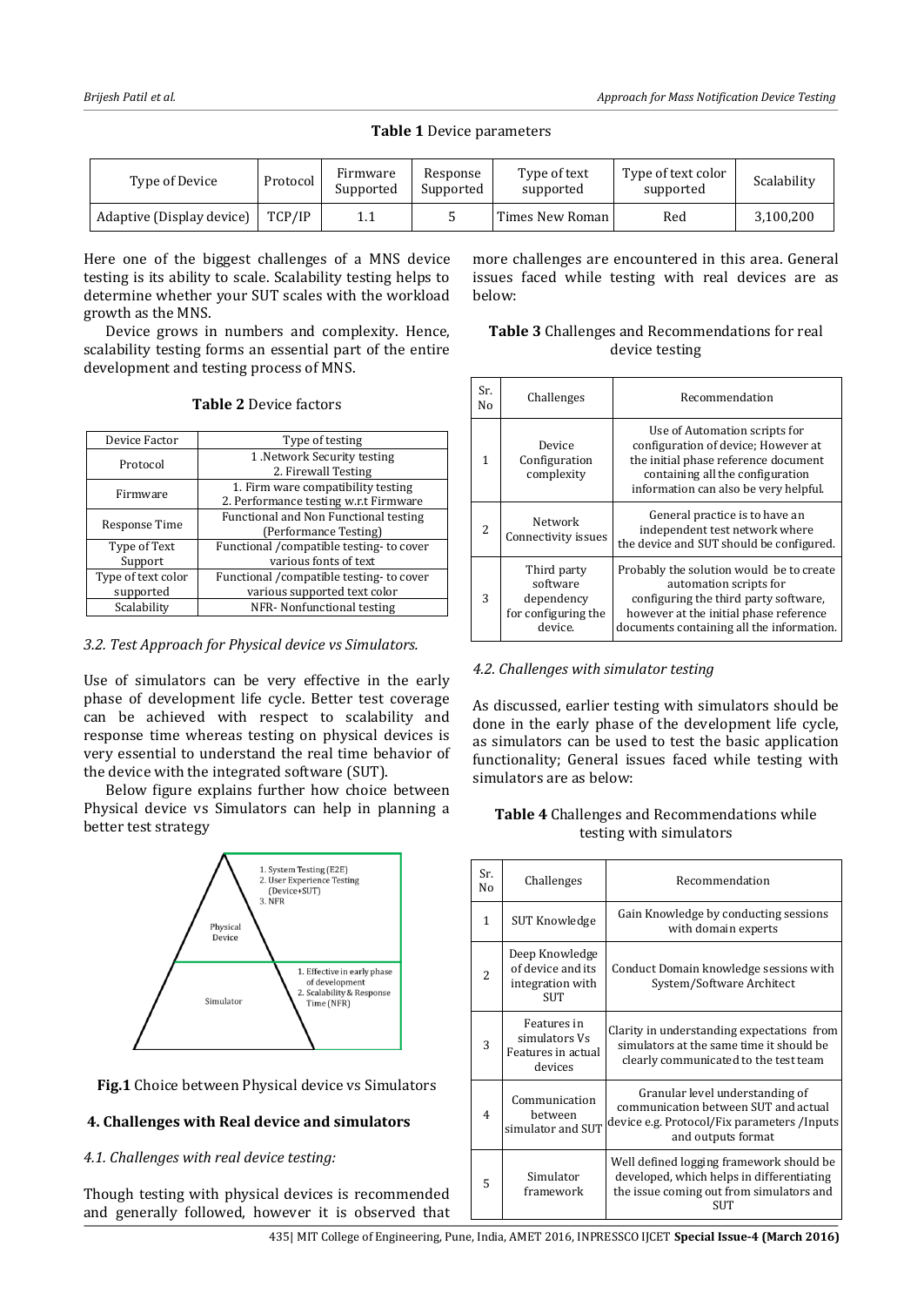**Table 1** Device parameters

| Type of Device | Protocol | Firmware Supported | Response Supported | Type of text supported | Type of text color supported | Scalability |
|---|---|---|---|---|---|---|
| Adaptive (Display device) | TCP/IP | 1.1 | 5 | Times New Roman | Red | 3,100,200 |

Here one of the biggest challenges of a MNS device testing is its ability to scale. Scalability testing helps to determine whether your SUT scales with the workload growth as the MNS.

Device grows in numbers and complexity. Hence, scalability testing forms an essential part of the entire development and testing process of MNS.

**Table 2** Device factors

| Device Factor | Type of testing |
|---|---|
| Protocol | 1 .Network Security testing<br>2. Firewall Testing |
| Firmware | 1. Firm ware compatibility testing<br>2. Performance testing w.r.t Firmware |
| Response Time | Functional and Non Functional testing (Performance Testing) |
| Type of Text Support | Functional /compatible testing- to cover various fonts of text |
| Type of text color supported | Functional /compatible testing- to cover various supported text color |
| Scalability | NFR- Nonfunctional testing |

*3.2. Test Approach for Physical device vs Simulators.*

Use of simulators can be very effective in the early phase of development life cycle. Better test coverage can be achieved with respect to scalability and response time whereas testing on physical devices is very essential to understand the real time behavior of the device with the integrated software (SUT).

Below figure explains further how choice between Physical device vs Simulators can help in planning a better test strategy

**Fig.1** Choice between Physical device vs Simulators

## 4. Challenges with Real device and simulators

*4.1. Challenges with real device testing:*

Though testing with physical devices is recommended and generally followed, however it is observed that more challenges are encountered in this area. General issues faced while testing with real devices are as below:

**Table 3** Challenges and Recommendations for real device testing

| Sr. No | Challenges | Recommendation |
|---|---|---|
| 1 | Device Configuration complexity | Use of Automation scripts for configuration of device; However at the initial phase reference document containing all the configuration information can also be very helpful. |
| 2 | Network Connectivity issues | General practice is to have an independent test network where the device and SUT should be configured. |
| 3 | Third party software dependency for configuring the device. | Probably the solution would be to create automation scripts for configuring the third party software, however at the initial phase reference documents containing all the information. |

*4.2. Challenges with simulator testing*

As discussed, earlier testing with simulators should be done in the early phase of the development life cycle, as simulators can be used to test the basic application functionality; General issues faced while testing with simulators are as below:

**Table 4** Challenges and Recommendations while testing with simulators

| Sr. No | Challenges | Recommendation |
|---|---|---|
| 1 | SUT Knowledge | Gain Knowledge by conducting sessions with domain experts |
| 2 | Deep Knowledge of device and its integration with SUT | Conduct Domain knowledge sessions with System/Software Architect |
| 3 | Features in simulators Vs Features in actual devices | Clarity in understanding expectations from simulators at the same time it should be clearly communicated to the test team |
| 4 | Communication between simulator and SUT | Granular level understanding of communication between SUT and actual device e.g. Protocol/Fix parameters /Inputs and outputs format |
| 5 | Simulator framework | Well defined logging framework should be developed, which helps in differentiating the issue coming out from simulators and SUT |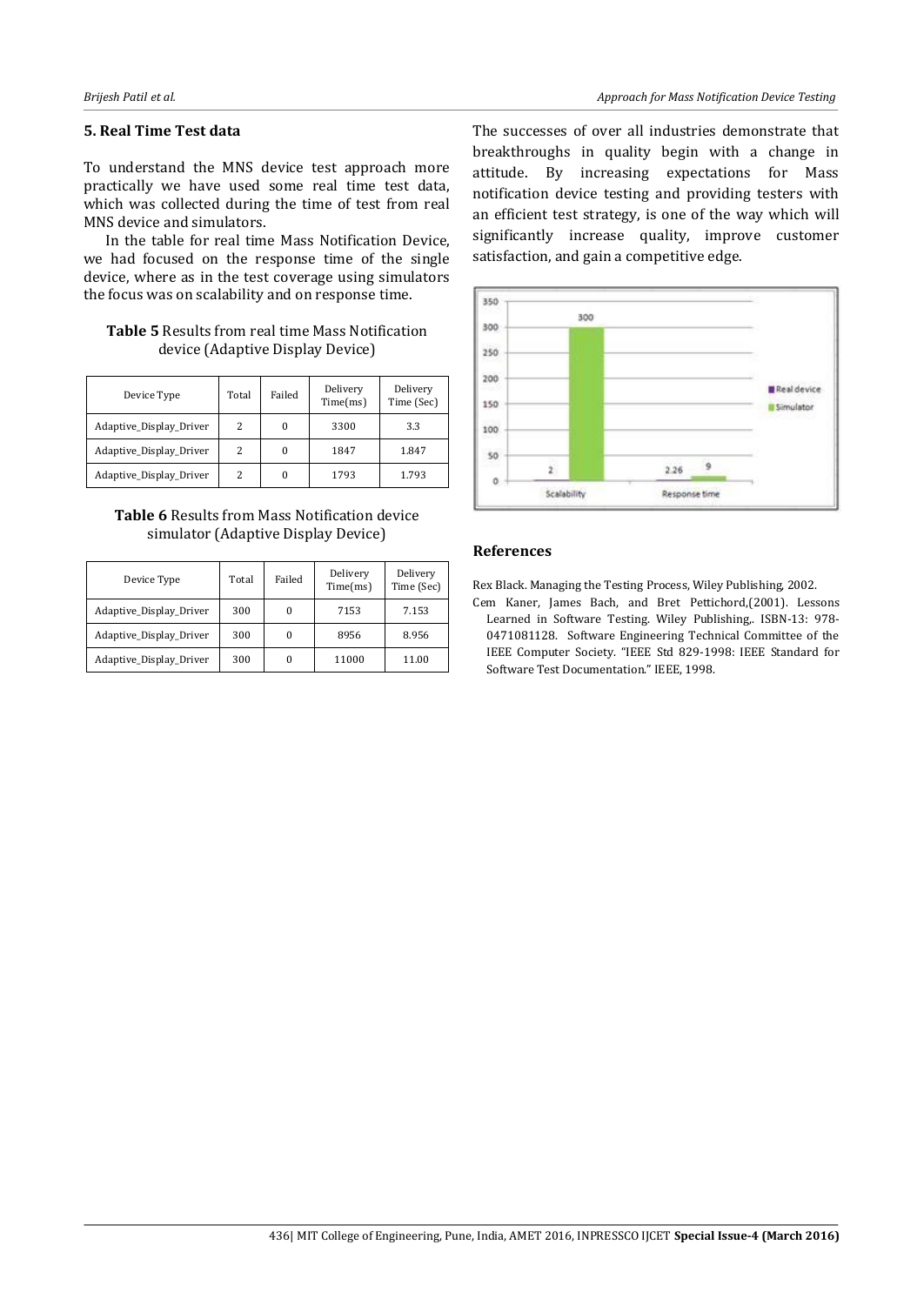## 5. Real Time Test data

To understand the MNS device test approach more practically we have used some real time test data, which was collected during the time of test from real MNS device and simulators.

In the table for real time Mass Notification Device, we had focused on the response time of the single device, where as in the test coverage using simulators the focus was on scalability and on response time.

**Table 5** Results from real time Mass Notification device (Adaptive Display Device)

| Device Type | Total | Failed | Delivery Time(ms) | Delivery Time (Sec) |
|---|---|---|---|---|
| Adaptive_Display_Driver | 2 | 0 | 3300 | 3.3 |
| Adaptive_Display_Driver | 2 | 0 | 1847 | 1.847 |
| Adaptive_Display_Driver | 2 | 0 | 1793 | 1.793 |

**Table 6** Results from Mass Notification device simulator (Adaptive Display Device)

| Device Type | Total | Failed | Delivery Time(ms) | Delivery Time (Sec) |
|---|---|---|---|---|
| Adaptive_Display_Driver | 300 | 0 | 7153 | 7.153 |
| Adaptive_Display_Driver | 300 | 0 | 8956 | 8.956 |
| Adaptive_Display_Driver | 300 | 0 | 11000 | 11.00 |

The successes of over all industries demonstrate that breakthroughs in quality begin with a change in attitude. By increasing expectations for Mass notification device testing and providing testers with an efficient test strategy, is one of the way which will significantly increase quality, improve customer satisfaction, and gain a competitive edge.

350
300
250
200
150
100
50
0
300
2
2.26
9
Scalability
Response time
Real device
Simulator

## References

Rex Black. Managing the Testing Process, Wiley Publishing, 2002.

Cem Kaner, James Bach, and Bret Pettichord,(2001). Lessons Learned in Software Testing. Wiley Publishing,. ISBN-13: 978-0471081128. Software Engineering Technical Committee of the IEEE Computer Society. "IEEE Std 829-1998: IEEE Standard for Software Test Documentation." IEEE, 1998.